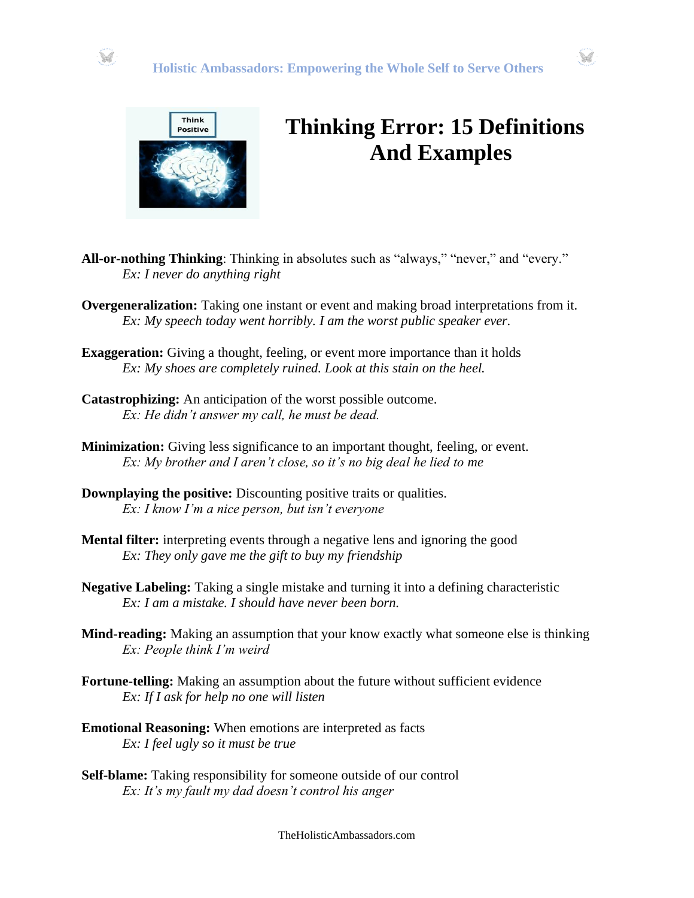# Thinking Error: 15 Definitions And Examples

**All-or-nothing Thinking**: Thinking in absolutes such as "always," "never," and "every."
*Ex: I never do anything right*

**Overgeneralization:** Taking one instant or event and making broad interpretations from it.
*Ex: My speech today went horribly. I am the worst public speaker ever.*

**Exaggeration:** Giving a thought, feeling, or event more importance than it holds
*Ex: My shoes are completely ruined. Look at this stain on the heel.*

**Catastrophizing:** An anticipation of the worst possible outcome.
*Ex: He didn't answer my call, he must be dead.*

**Minimization:** Giving less significance to an important thought, feeling, or event.
*Ex: My brother and I aren't close, so it's no big deal he lied to me*

**Downplaying the positive:** Discounting positive traits or qualities.
*Ex: I know I'm a nice person, but isn't everyone*

**Mental filter:** interpreting events through a negative lens and ignoring the good
*Ex: They only gave me the gift to buy my friendship*

**Negative Labeling:** Taking a single mistake and turning it into a defining characteristic
*Ex: I am a mistake. I should have never been born.*

**Mind-reading:** Making an assumption that your know exactly what someone else is thinking
*Ex: People think I'm weird*

**Fortune-telling:** Making an assumption about the future without sufficient evidence
*Ex: If I ask for help no one will listen*

**Emotional Reasoning:** When emotions are interpreted as facts
*Ex: I feel ugly so it must be true*

**Self-blame:** Taking responsibility for someone outside of our control
*Ex: It's my fault my dad doesn't control his anger*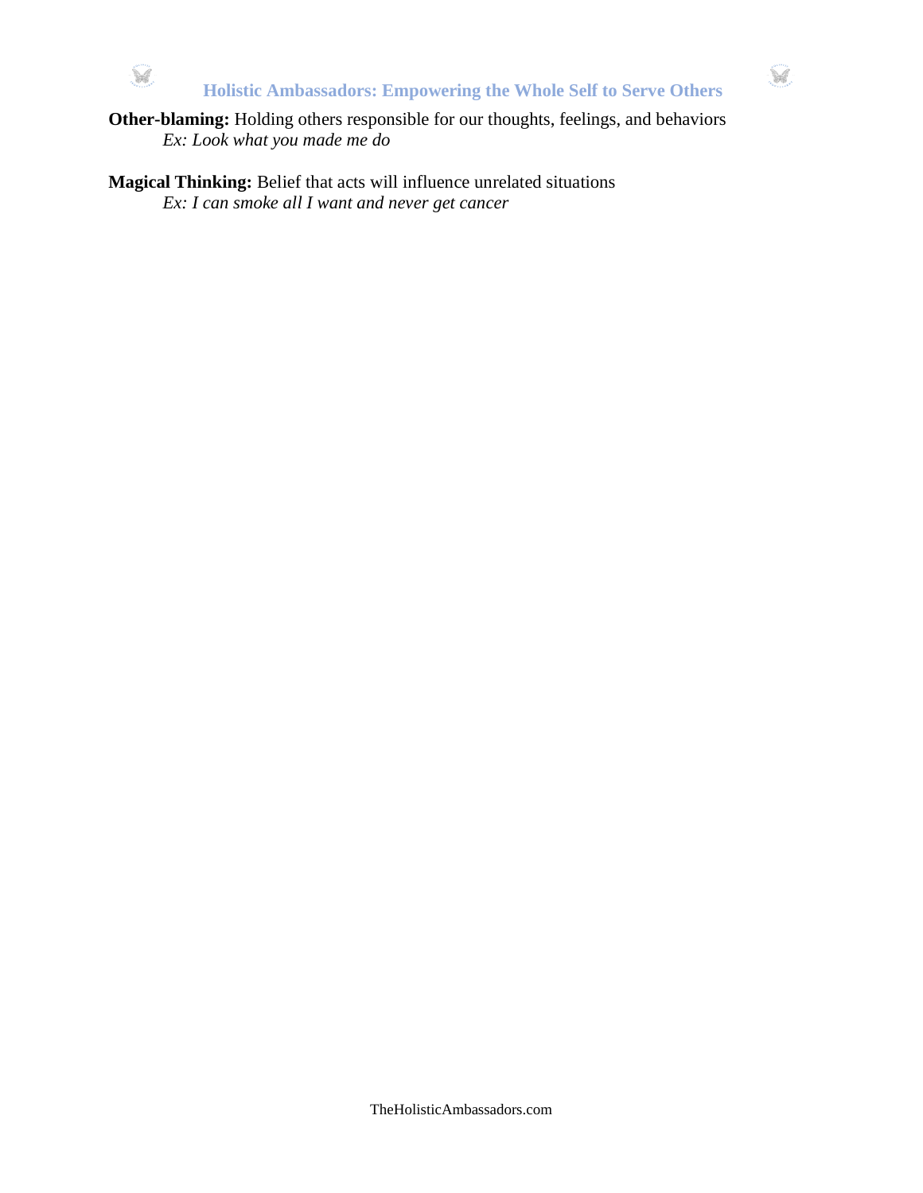**Other-blaming:** Holding others responsible for our thoughts, feelings, and behaviors

*Ex: Look what you made me do*

**Magical Thinking:** Belief that acts will influence unrelated situations

*Ex: I can smoke all I want and never get cancer*